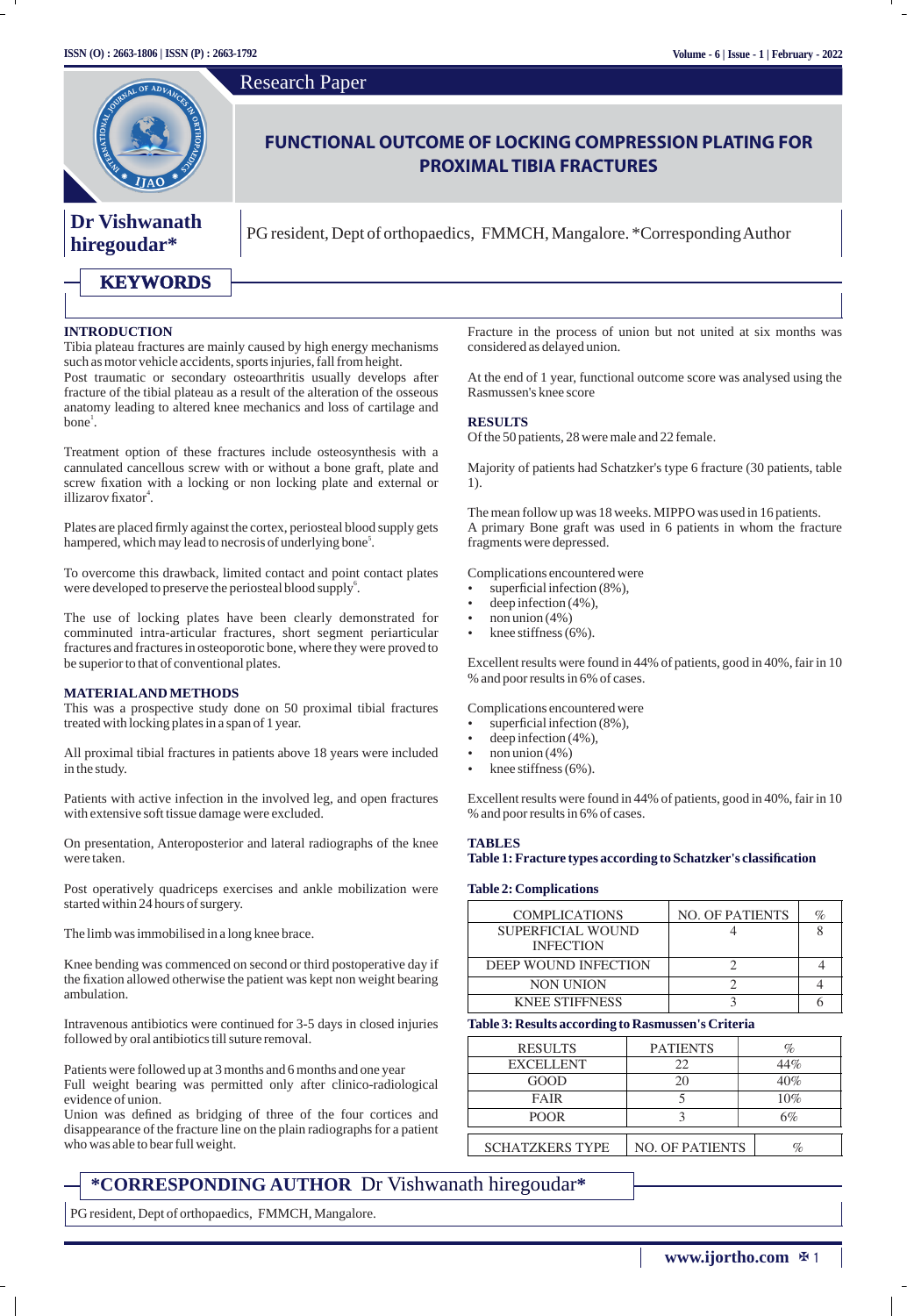Research Paper

# FUNCTIONAL OUTCOME OF LOCKING COMPRESSION PLATING FOR PROXIMAL TIBIA FRACTURES

**Dr Vishwanath hiregoudar***

PG resident, Dept of orthopaedics, FMMCH, Mangalore. *Corresponding Author

## KEYWORDS

### INTRODUCTION

Tibia plateau fractures are mainly caused by high energy mechanisms such as motor vehicle accidents, sports injuries, fall from height.

Post traumatic or secondary osteoarthritis usually develops after fracture of the tibial plateau as a result of the alteration of the osseous anatomy leading to altered knee mechanics and loss of cartilage and bone[1].

Treatment option of these fractures include osteosynthesis with a cannulated cancellous screw with or without a bone graft, plate and screw fixation with a locking or non locking plate and external or illizarov fixator[4].

Plates are placed firmly against the cortex, periosteal blood supply gets hampered, which may lead to necrosis of underlying bone[5].

To overcome this drawback, limited contact and point contact plates were developed to preserve the periosteal blood supply[6].

The use of locking plates have been clearly demonstrated for comminuted intra-articular fractures, short segment periarticular fractures and fractures in osteoporotic bone, where they were proved to be superior to that of conventional plates.

### MATERIAL AND METHODS

This was a prospective study done on 50 proximal tibial fractures treated with locking plates in a span of 1 year.

All proximal tibial fractures in patients above 18 years were included in the study.

Patients with active infection in the involved leg, and open fractures with extensive soft tissue damage were excluded.

On presentation, Anteroposterior and lateral radiographs of the knee were taken.

Post operatively quadriceps exercises and ankle mobilization were started within 24 hours of surgery.

The limb was immobilised in a long knee brace.

Knee bending was commenced on second or third postoperative day if the fixation allowed otherwise the patient was kept non weight bearing ambulation.

Intravenous antibiotics were continued for 3-5 days in closed injuries followed by oral antibiotics till suture removal.

Patients were followed up at 3 months and 6 months and one year

Full weight bearing was permitted only after clinico-radiological evidence of union.

Union was defined as bridging of three of the four cortices and disappearance of the fracture line on the plain radiographs for a patient who was able to bear full weight.

Fracture in the process of union but not united at six months was considered as delayed union.

At the end of 1 year, functional outcome score was analysed using the Rasmussen's knee score

### RESULTS

Of the 50 patients, 28 were male and 22 female.

Majority of patients had Schatzker's type 6 fracture (30 patients, table 1).

The mean follow up was 18 weeks. MIPPO was used in 16 patients.

A primary Bone graft was used in 6 patients in whom the fracture fragments were depressed.

Complications encountered were

- superficial infection (8%),
- deep infection (4%),
- non union (4%)
- knee stiffness (6%).

Excellent results were found in 44% of patients, good in 40%, fair in 10 % and poor results in 6% of cases.

Complications encountered were

- superficial infection (8%),
- deep infection (4%),
- non union (4%)
- knee stiffness (6%).

Excellent results were found in 44% of patients, good in 40%, fair in 10 % and poor results in 6% of cases.

### TABLES

**Table 1: Fracture types according to Schatzker's classification**

| SCHATZKERS TYPE | NO. OF PATIENTS | % |
|---|---|---|

**Table 2: Complications**

| COMPLICATIONS | NO. OF PATIENTS | % |
|---|---|---|
| SUPERFICIAL WOUND INFECTION | 4 | 8 |
| DEEP WOUND INFECTION | 2 | 4 |
| NON UNION | 2 | 4 |
| KNEE STIFFNESS | 3 | 6 |

**Table 3: Results according to Rasmussen's Criteria**

| RESULTS | PATIENTS | % |
|---|---|---|
| EXCELLENT | 22 | 44% |
| GOOD | 20 | 40% |
| FAIR | 5 | 10% |
| POOR | 3 | 6% |

**\*CORRESPONDING AUTHOR** Dr Vishwanath hiregoudar*

PG resident, Dept of orthopaedics, FMMCH, Mangalore.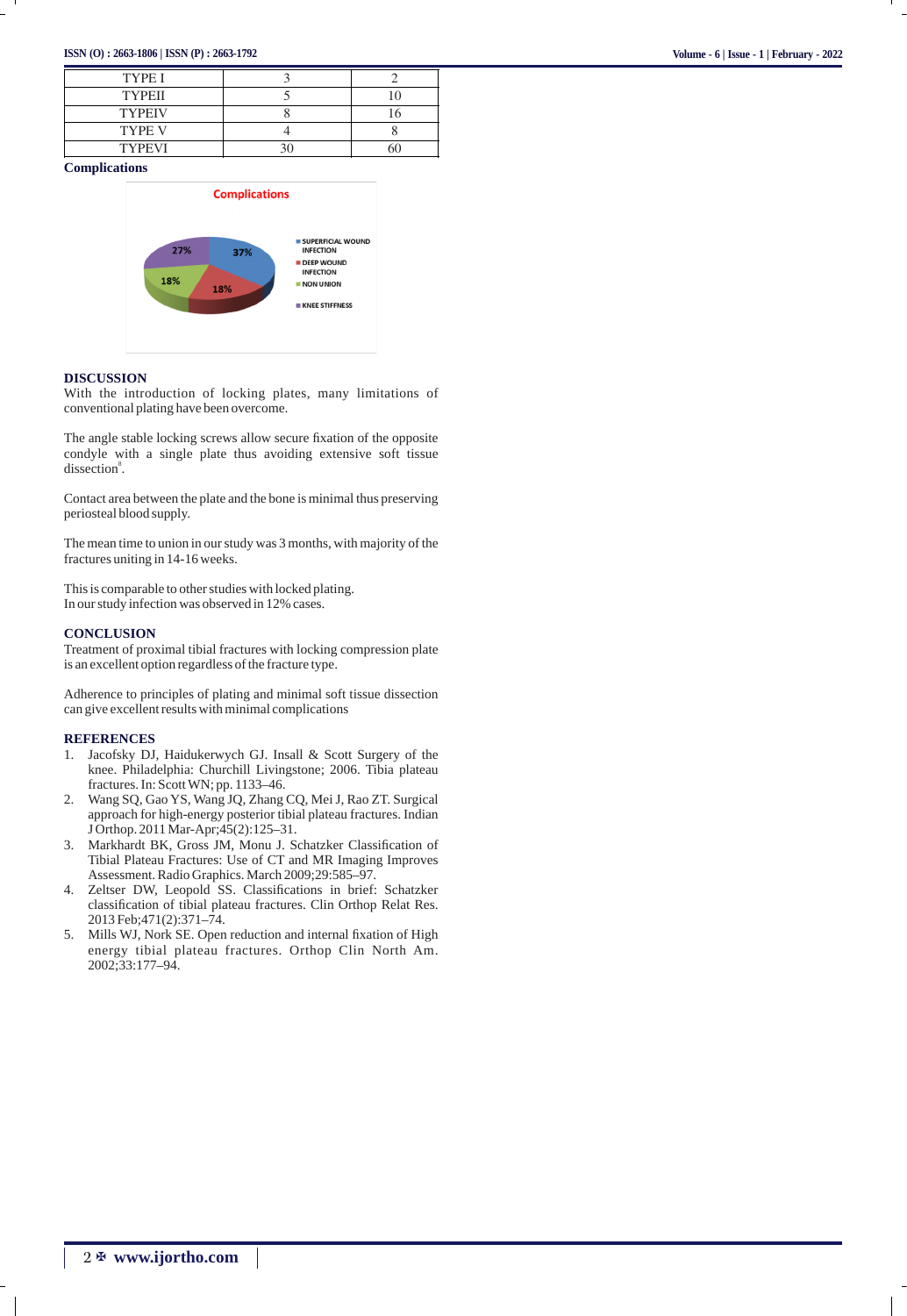| | | |
|---|---|---|
| TYPE I | 3 | 2 |
| TYPEII | 5 | 10 |
| TYPEIV | 8 | 16 |
| TYPE V | 4 | 8 |
| TYPEVI | 30 | 60 |

**Complications**

Complications

27%
37%
18%
18%

SUPERFICIAL WOUND INFECTION
DEEP WOUND INFECTION
NON UNION
KNEE STIFFNESS

## DISCUSSION

With the introduction of locking plates, many limitations of conventional plating have been overcome.

The angle stable locking screws allow secure fixation of the opposite condyle with a single plate thus avoiding extensive soft tissue dissection[8].

Contact area between the plate and the bone is minimal thus preserving periosteal blood supply.

The mean time to union in our study was 3 months, with majority of the fractures uniting in 14-16 weeks.

This is comparable to other studies with locked plating.
In our study infection was observed in 12% cases.

## CONCLUSION

Treatment of proximal tibial fractures with locking compression plate is an excellent option regardless of the fracture type.

Adherence to principles of plating and minimal soft tissue dissection can give excellent results with minimal complications

## REFERENCES

1. Jacofsky DJ, Haidukerwych GJ. Insall & Scott Surgery of the knee. Philadelphia: Churchill Livingstone; 2006. Tibia plateau fractures. In: Scott WN; pp. 1133–46.
2. Wang SQ, Gao YS, Wang JQ, Zhang CQ, Mei J, Rao ZT. Surgical approach for high-energy posterior tibial plateau fractures. Indian J Orthop. 2011 Mar-Apr;45(2):125–31.
3. Markhardt BK, Gross JM, Monu J. Schatzker Classification of Tibial Plateau Fractures: Use of CT and MR Imaging Improves Assessment. Radio Graphics. March 2009;29:585–97.
4. Zeltser DW, Leopold SS. Classifications in brief: Schatzker classification of tibial plateau fractures. Clin Orthop Relat Res. 2013 Feb;471(2):371–74.
5. Mills WJ, Nork SE. Open reduction and internal fixation of High energy tibial plateau fractures. Orthop Clin North Am. 2002;33:177–94.